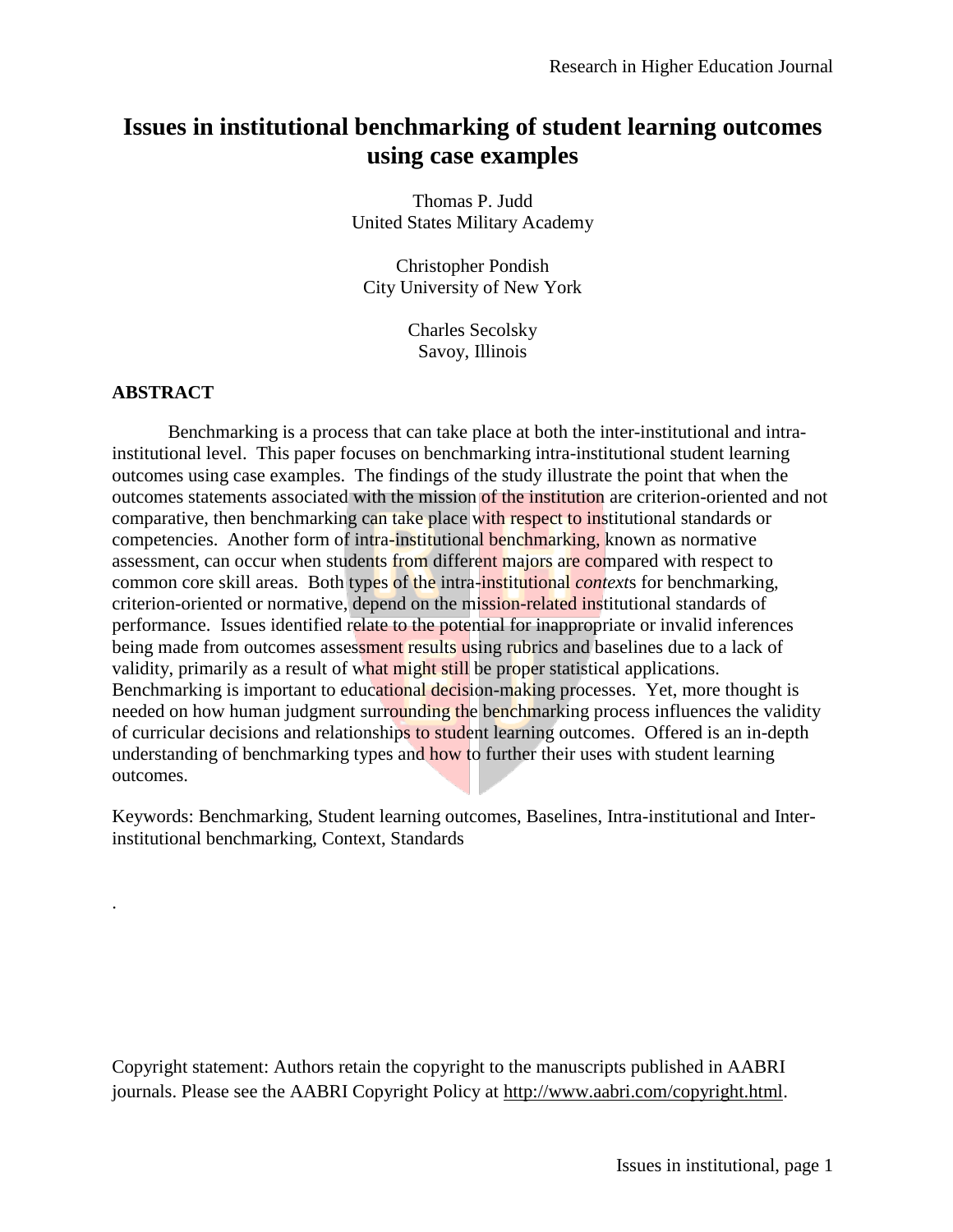# Issues in institutional benchmarking of student learning outcomes using case examples

Thomas P. Judd
United States Military Academy

Christopher Pondish
City University of New York

Charles Secolsky
Savoy, Illinois

## ABSTRACT

Benchmarking is a process that can take place at both the inter-institutional and intra-institutional level. This paper focuses on benchmarking intra-institutional student learning outcomes using case examples. The findings of the study illustrate the point that when the outcomes statements associated with the mission of the institution are criterion-oriented and not comparative, then benchmarking can take place with respect to institutional standards or competencies. Another form of intra-institutional benchmarking, known as normative assessment, can occur when students from different majors are compared with respect to common core skill areas. Both types of the intra-institutional *context*s for benchmarking, criterion-oriented or normative, depend on the mission-related institutional standards of performance. Issues identified relate to the potential for inappropriate or invalid inferences being made from outcomes assessment results using rubrics and baselines due to a lack of validity, primarily as a result of what might still be proper statistical applications. Benchmarking is important to educational decision-making processes. Yet, more thought is needed on how human judgment surrounding the benchmarking process influences the validity of curricular decisions and relationships to student learning outcomes. Offered is an in-depth understanding of benchmarking types and how to further their uses with student learning outcomes.

Keywords: Benchmarking, Student learning outcomes, Baselines, Intra-institutional and Inter-institutional benchmarking, Context, Standards

.

Copyright statement: Authors retain the copyright to the manuscripts published in AABRI journals. Please see the AABRI Copyright Policy at http://www.aabri.com/copyright.html.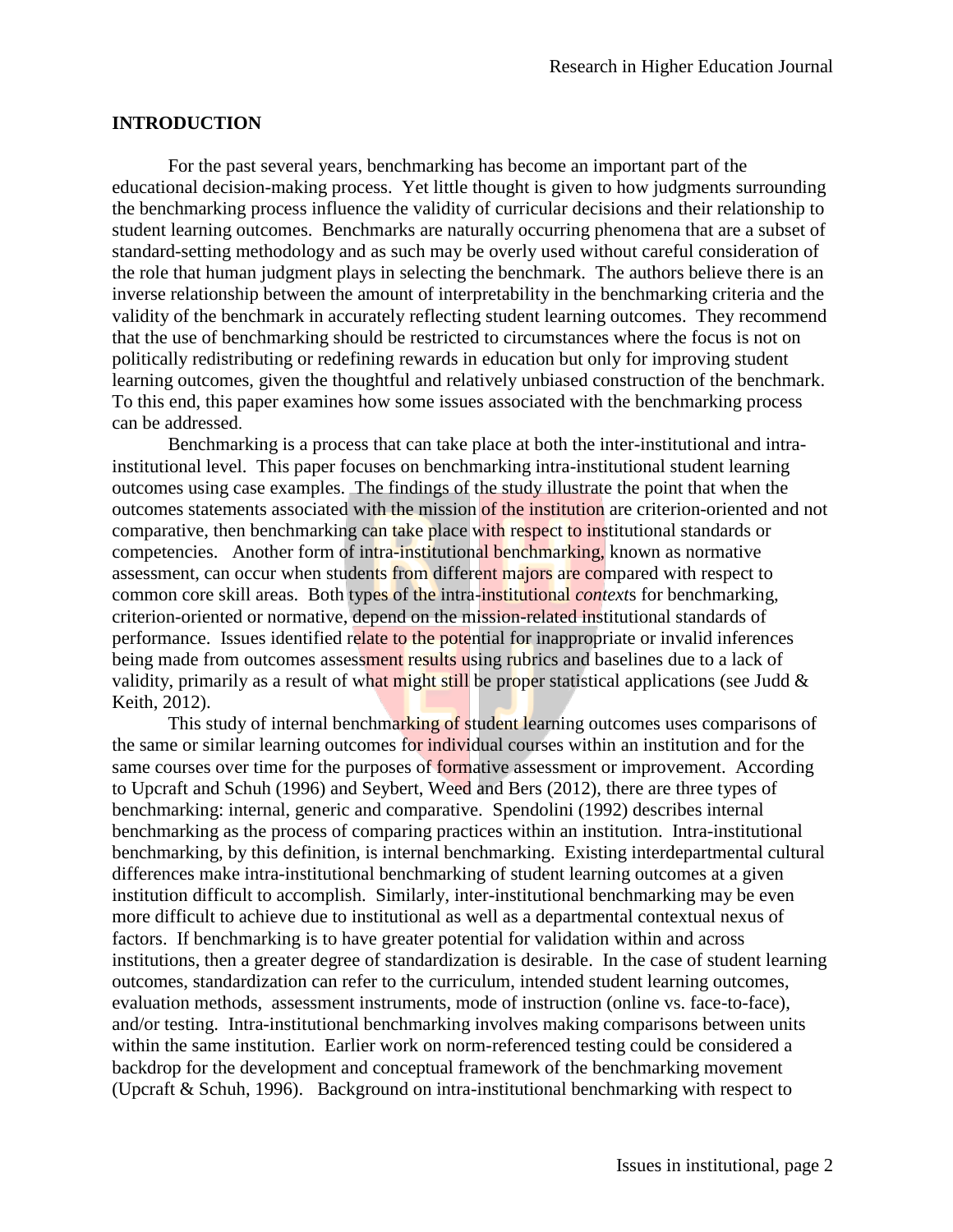## INTRODUCTION

For the past several years, benchmarking has become an important part of the educational decision-making process. Yet little thought is given to how judgments surrounding the benchmarking process influence the validity of curricular decisions and their relationship to student learning outcomes. Benchmarks are naturally occurring phenomena that are a subset of standard-setting methodology and as such may be overly used without careful consideration of the role that human judgment plays in selecting the benchmark. The authors believe there is an inverse relationship between the amount of interpretability in the benchmarking criteria and the validity of the benchmark in accurately reflecting student learning outcomes. They recommend that the use of benchmarking should be restricted to circumstances where the focus is not on politically redistributing or redefining rewards in education but only for improving student learning outcomes, given the thoughtful and relatively unbiased construction of the benchmark. To this end, this paper examines how some issues associated with the benchmarking process can be addressed.

Benchmarking is a process that can take place at both the inter-institutional and intra-institutional level. This paper focuses on benchmarking intra-institutional student learning outcomes using case examples. The findings of the study illustrate the point that when the outcomes statements associated with the mission of the institution are criterion-oriented and not comparative, then benchmarking can take place with respect to institutional standards or competencies. Another form of intra-institutional benchmarking, known as normative assessment, can occur when students from different majors are compared with respect to common core skill areas. Both types of the intra-institutional *context*s for benchmarking, criterion-oriented or normative, depend on the mission-related institutional standards of performance. Issues identified relate to the potential for inappropriate or invalid inferences being made from outcomes assessment results using rubrics and baselines due to a lack of validity, primarily as a result of what might still be proper statistical applications (see Judd & Keith, 2012).

This study of internal benchmarking of student learning outcomes uses comparisons of the same or similar learning outcomes for individual courses within an institution and for the same courses over time for the purposes of formative assessment or improvement. According to Upcraft and Schuh (1996) and Seybert, Weed and Bers (2012), there are three types of benchmarking: internal, generic and comparative. Spendolini (1992) describes internal benchmarking as the process of comparing practices within an institution. Intra-institutional benchmarking, by this definition, is internal benchmarking. Existing interdepartmental cultural differences make intra-institutional benchmarking of student learning outcomes at a given institution difficult to accomplish. Similarly, inter-institutional benchmarking may be even more difficult to achieve due to institutional as well as a departmental contextual nexus of factors. If benchmarking is to have greater potential for validation within and across institutions, then a greater degree of standardization is desirable. In the case of student learning outcomes, standardization can refer to the curriculum, intended student learning outcomes, evaluation methods, assessment instruments, mode of instruction (online vs. face-to-face), and/or testing. Intra-institutional benchmarking involves making comparisons between units within the same institution. Earlier work on norm-referenced testing could be considered a backdrop for the development and conceptual framework of the benchmarking movement (Upcraft & Schuh, 1996). Background on intra-institutional benchmarking with respect to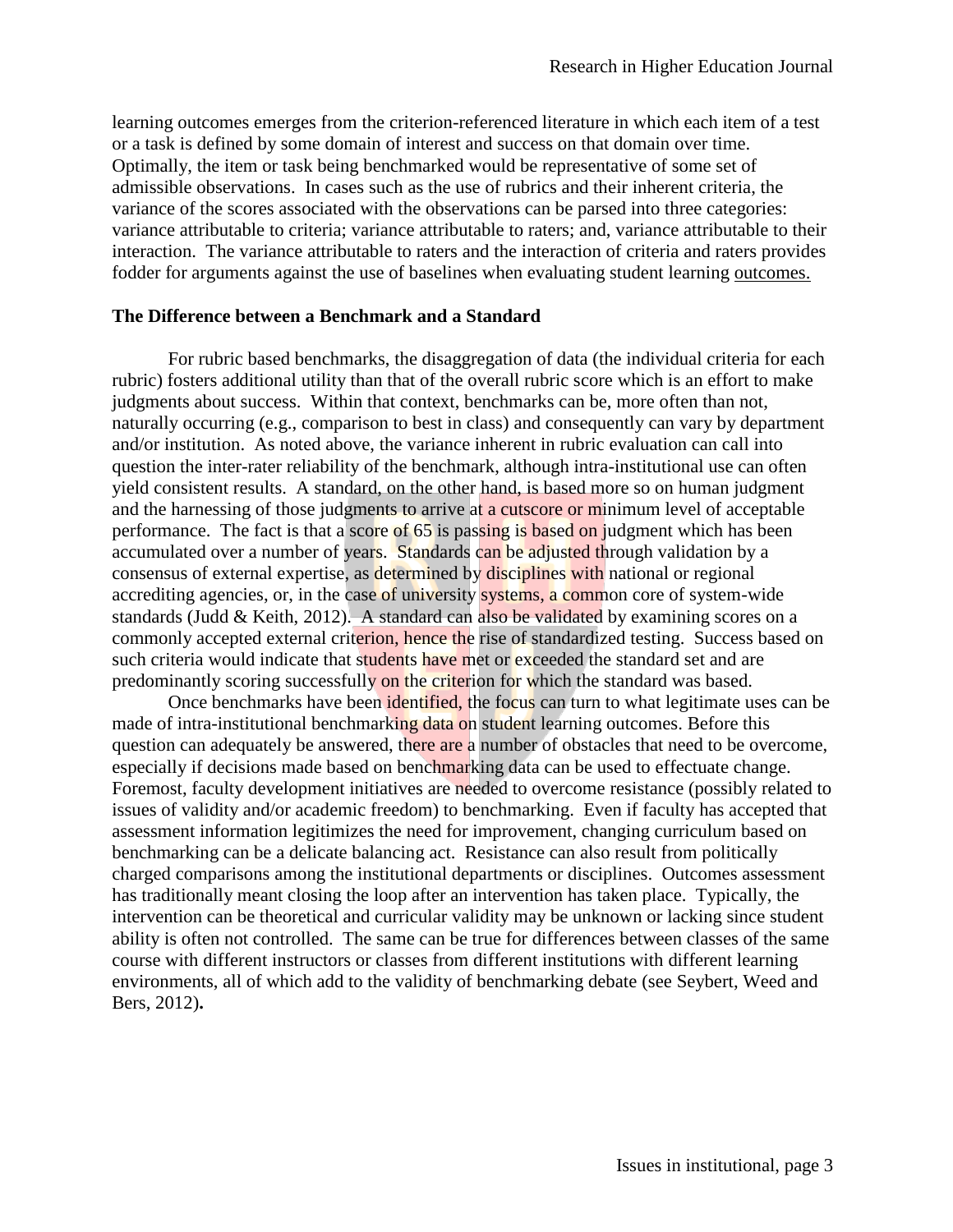learning outcomes emerges from the criterion-referenced literature in which each item of a test or a task is defined by some domain of interest and success on that domain over time. Optimally, the item or task being benchmarked would be representative of some set of admissible observations. In cases such as the use of rubrics and their inherent criteria, the variance of the scores associated with the observations can be parsed into three categories: variance attributable to criteria; variance attributable to raters; and, variance attributable to their interaction. The variance attributable to raters and the interaction of criteria and raters provides fodder for arguments against the use of baselines when evaluating student learning outcomes.

### The Difference between a Benchmark and a Standard

For rubric based benchmarks, the disaggregation of data (the individual criteria for each rubric) fosters additional utility than that of the overall rubric score which is an effort to make judgments about success. Within that context, benchmarks can be, more often than not, naturally occurring (e.g., comparison to best in class) and consequently can vary by department and/or institution. As noted above, the variance inherent in rubric evaluation can call into question the inter-rater reliability of the benchmark, although intra-institutional use can often yield consistent results. A standard, on the other hand, is based more so on human judgment and the harnessing of those judgments to arrive at a cutscore or minimum level of acceptable performance. The fact is that a score of 65 is passing is based on judgment which has been accumulated over a number of years. Standards can be adjusted through validation by a consensus of external expertise, as determined by disciplines with national or regional accrediting agencies, or, in the case of university systems, a common core of system-wide standards (Judd & Keith, 2012). A standard can also be validated by examining scores on a commonly accepted external criterion, hence the rise of standardized testing. Success based on such criteria would indicate that students have met or exceeded the standard set and are predominantly scoring successfully on the criterion for which the standard was based.

Once benchmarks have been identified, the focus can turn to what legitimate uses can be made of intra-institutional benchmarking data on student learning outcomes. Before this question can adequately be answered, there are a number of obstacles that need to be overcome, especially if decisions made based on benchmarking data can be used to effectuate change. Foremost, faculty development initiatives are needed to overcome resistance (possibly related to issues of validity and/or academic freedom) to benchmarking. Even if faculty has accepted that assessment information legitimizes the need for improvement, changing curriculum based on benchmarking can be a delicate balancing act. Resistance can also result from politically charged comparisons among the institutional departments or disciplines. Outcomes assessment has traditionally meant closing the loop after an intervention has taken place. Typically, the intervention can be theoretical and curricular validity may be unknown or lacking since student ability is often not controlled. The same can be true for differences between classes of the same course with different instructors or classes from different institutions with different learning environments, all of which add to the validity of benchmarking debate (see Seybert, Weed and Bers, 2012).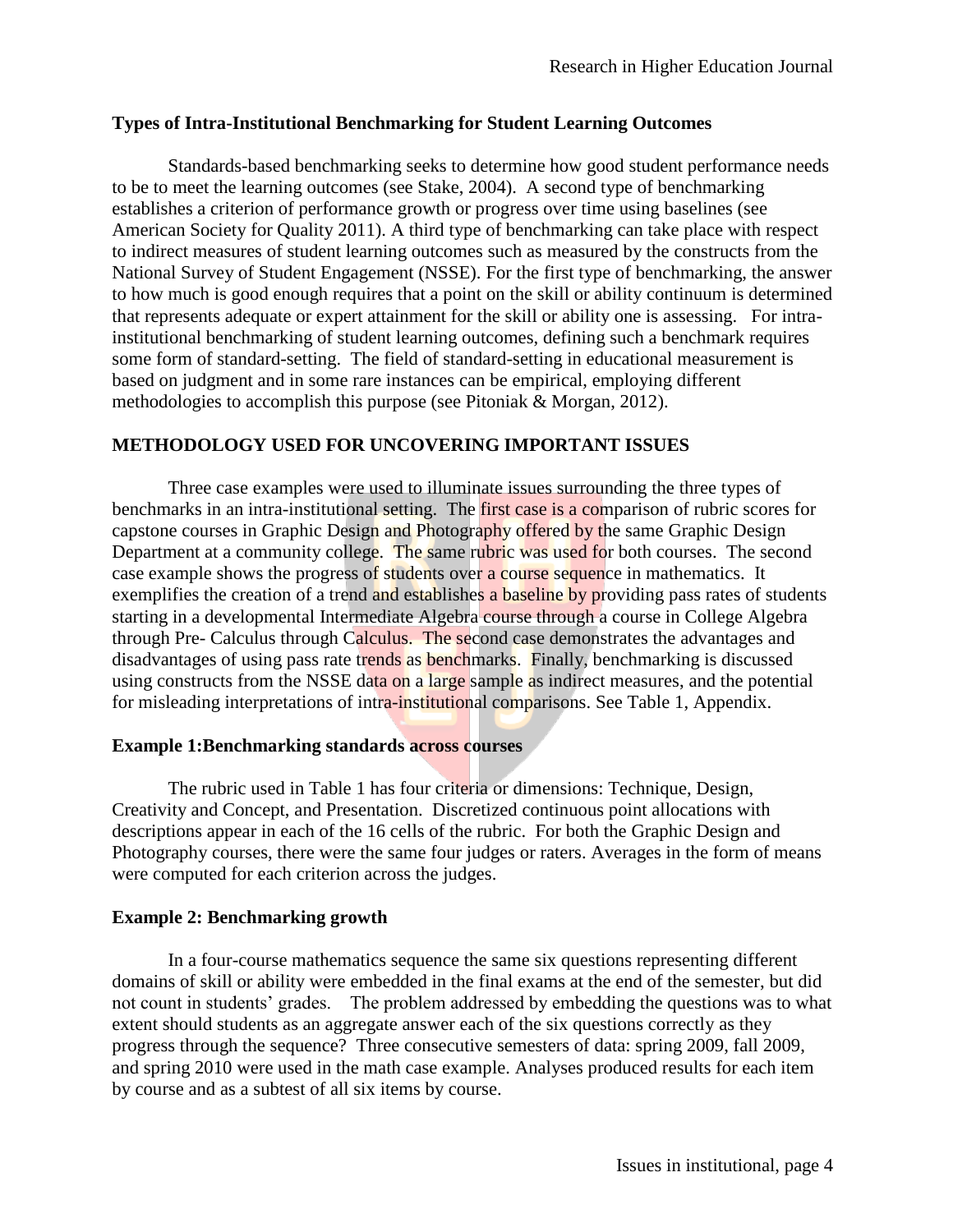### Types of Intra-Institutional Benchmarking for Student Learning Outcomes

Standards-based benchmarking seeks to determine how good student performance needs to be to meet the learning outcomes (see Stake, 2004). A second type of benchmarking establishes a criterion of performance growth or progress over time using baselines (see American Society for Quality 2011). A third type of benchmarking can take place with respect to indirect measures of student learning outcomes such as measured by the constructs from the National Survey of Student Engagement (NSSE). For the first type of benchmarking, the answer to how much is good enough requires that a point on the skill or ability continuum is determined that represents adequate or expert attainment for the skill or ability one is assessing. For intra-institutional benchmarking of student learning outcomes, defining such a benchmark requires some form of standard-setting. The field of standard-setting in educational measurement is based on judgment and in some rare instances can be empirical, employing different methodologies to accomplish this purpose (see Pitoniak & Morgan, 2012).

## METHODOLOGY USED FOR UNCOVERING IMPORTANT ISSUES

Three case examples were used to illuminate issues surrounding the three types of benchmarks in an intra-institutional setting. The first case is a comparison of rubric scores for capstone courses in Graphic Design and Photography offered by the same Graphic Design Department at a community college. The same rubric was used for both courses. The second case example shows the progress of students over a course sequence in mathematics. It exemplifies the creation of a trend and establishes a baseline by providing pass rates of students starting in a developmental Intermediate Algebra course through a course in College Algebra through Pre- Calculus through Calculus. The second case demonstrates the advantages and disadvantages of using pass rate trends as benchmarks. Finally, benchmarking is discussed using constructs from the NSSE data on a large sample as indirect measures, and the potential for misleading interpretations of intra-institutional comparisons. See Table 1, Appendix.

### Example 1:Benchmarking standards across courses

The rubric used in Table 1 has four criteria or dimensions: Technique, Design, Creativity and Concept, and Presentation. Discretized continuous point allocations with descriptions appear in each of the 16 cells of the rubric. For both the Graphic Design and Photography courses, there were the same four judges or raters. Averages in the form of means were computed for each criterion across the judges.

### Example 2: Benchmarking growth

In a four-course mathematics sequence the same six questions representing different domains of skill or ability were embedded in the final exams at the end of the semester, but did not count in students' grades. The problem addressed by embedding the questions was to what extent should students as an aggregate answer each of the six questions correctly as they progress through the sequence? Three consecutive semesters of data: spring 2009, fall 2009, and spring 2010 were used in the math case example. Analyses produced results for each item by course and as a subtest of all six items by course.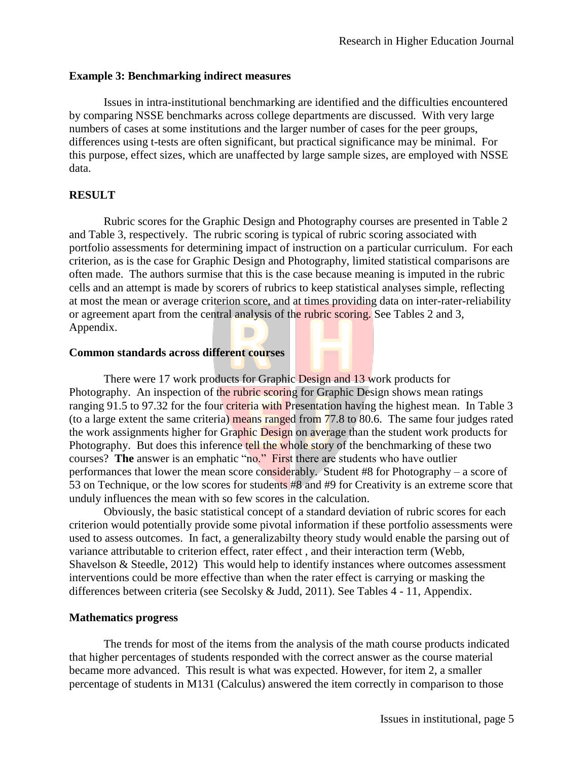**Example 3: Benchmarking indirect measures**

Issues in intra-institutional benchmarking are identified and the difficulties encountered by comparing NSSE benchmarks across college departments are discussed. With very large numbers of cases at some institutions and the larger number of cases for the peer groups, differences using t-tests are often significant, but practical significance may be minimal. For this purpose, effect sizes, which are unaffected by large sample sizes, are employed with NSSE data.

## RESULT

Rubric scores for the Graphic Design and Photography courses are presented in Table 2 and Table 3, respectively. The rubric scoring is typical of rubric scoring associated with portfolio assessments for determining impact of instruction on a particular curriculum. For each criterion, as is the case for Graphic Design and Photography, limited statistical comparisons are often made. The authors surmise that this is the case because meaning is imputed in the rubric cells and an attempt is made by scorers of rubrics to keep statistical analyses simple, reflecting at most the mean or average criterion score, and at times providing data on inter-rater-reliability or agreement apart from the central analysis of the rubric scoring. See Tables 2 and 3, Appendix.

**Common standards across different courses**

There were 17 work products for Graphic Design and 13 work products for Photography. An inspection of the rubric scoring for Graphic Design shows mean ratings ranging 91.5 to 97.32 for the four criteria with Presentation having the highest mean. In Table 3 (to a large extent the same criteria) means ranged from 77.8 to 80.6. The same four judges rated the work assignments higher for Graphic Design on average than the student work products for Photography. But does this inference tell the whole story of the benchmarking of these two courses? **The** answer is an emphatic "no." First there are students who have outlier performances that lower the mean score considerably. Student #8 for Photography – a score of 53 on Technique, or the low scores for students #8 and #9 for Creativity is an extreme score that unduly influences the mean with so few scores in the calculation.

Obviously, the basic statistical concept of a standard deviation of rubric scores for each criterion would potentially provide some pivotal information if these portfolio assessments were used to assess outcomes. In fact, a generalizabilty theory study would enable the parsing out of variance attributable to criterion effect, rater effect , and their interaction term (Webb, Shavelson & Steedle, 2012) This would help to identify instances where outcomes assessment interventions could be more effective than when the rater effect is carrying or masking the differences between criteria (see Secolsky & Judd, 2011). See Tables 4 - 11, Appendix.

**Mathematics progress**

The trends for most of the items from the analysis of the math course products indicated that higher percentages of students responded with the correct answer as the course material became more advanced. This result is what was expected. However, for item 2, a smaller percentage of students in M131 (Calculus) answered the item correctly in comparison to those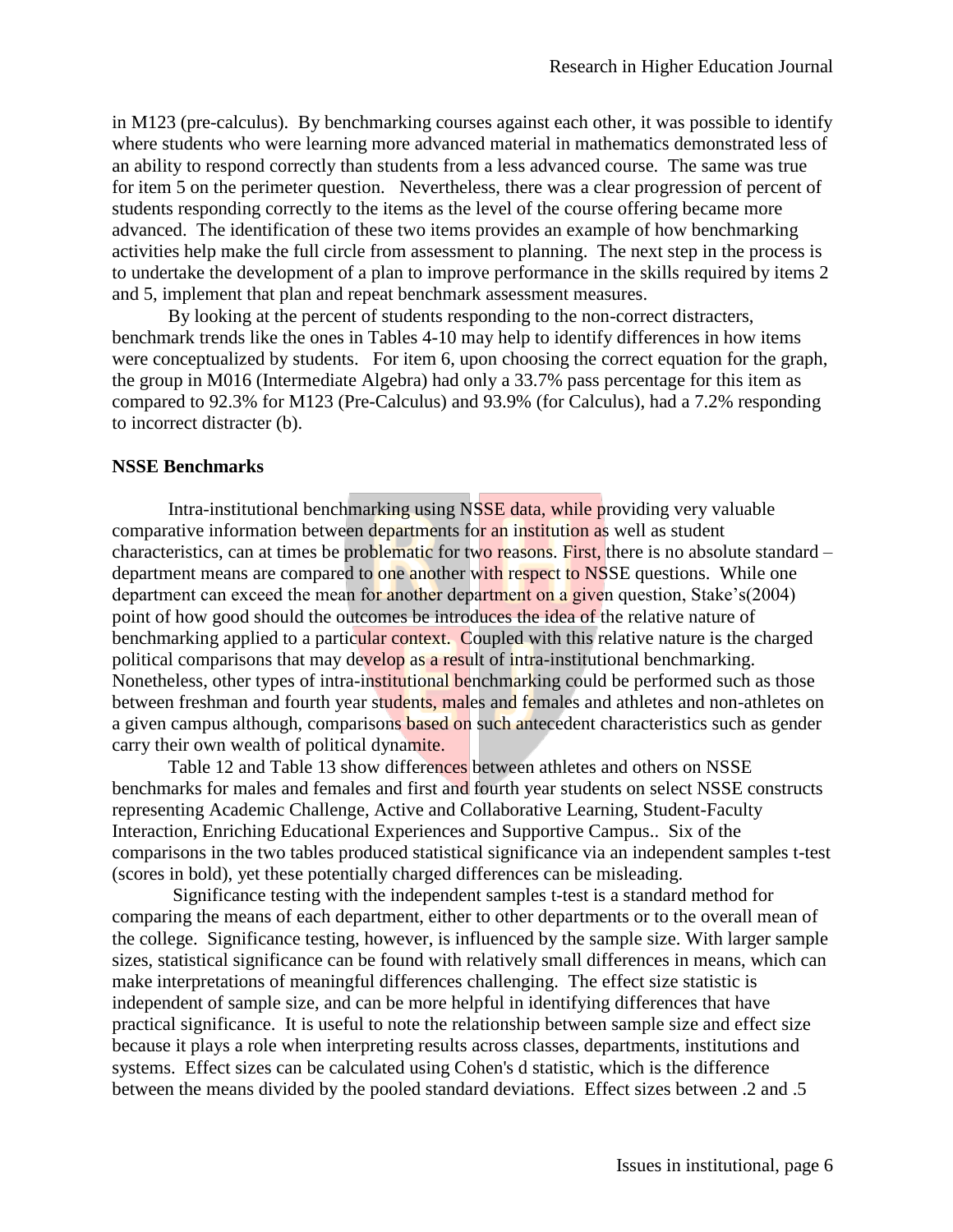in M123 (pre-calculus). By benchmarking courses against each other, it was possible to identify where students who were learning more advanced material in mathematics demonstrated less of an ability to respond correctly than students from a less advanced course. The same was true for item 5 on the perimeter question. Nevertheless, there was a clear progression of percent of students responding correctly to the items as the level of the course offering became more advanced. The identification of these two items provides an example of how benchmarking activities help make the full circle from assessment to planning. The next step in the process is to undertake the development of a plan to improve performance in the skills required by items 2 and 5, implement that plan and repeat benchmark assessment measures.

By looking at the percent of students responding to the non-correct distracters, benchmark trends like the ones in Tables 4-10 may help to identify differences in how items were conceptualized by students. For item 6, upon choosing the correct equation for the graph, the group in M016 (Intermediate Algebra) had only a 33.7% pass percentage for this item as compared to 92.3% for M123 (Pre-Calculus) and 93.9% (for Calculus), had a 7.2% responding to incorrect distracter (b).

**NSSE Benchmarks**

Intra-institutional benchmarking using NSSE data, while providing very valuable comparative information between departments for an institution as well as student characteristics, can at times be problematic for two reasons. First, there is no absolute standard – department means are compared to one another with respect to NSSE questions. While one department can exceed the mean for another department on a given question, Stake's(2004) point of how good should the outcomes be introduces the idea of the relative nature of benchmarking applied to a particular context. Coupled with this relative nature is the charged political comparisons that may develop as a result of intra-institutional benchmarking. Nonetheless, other types of intra-institutional benchmarking could be performed such as those between freshman and fourth year students, males and females and athletes and non-athletes on a given campus although, comparisons based on such antecedent characteristics such as gender carry their own wealth of political dynamite.

Table 12 and Table 13 show differences between athletes and others on NSSE benchmarks for males and females and first and fourth year students on select NSSE constructs representing Academic Challenge, Active and Collaborative Learning, Student-Faculty Interaction, Enriching Educational Experiences and Supportive Campus.. Six of the comparisons in the two tables produced statistical significance via an independent samples t-test (scores in bold), yet these potentially charged differences can be misleading.

Significance testing with the independent samples t-test is a standard method for comparing the means of each department, either to other departments or to the overall mean of the college. Significance testing, however, is influenced by the sample size. With larger sample sizes, statistical significance can be found with relatively small differences in means, which can make interpretations of meaningful differences challenging. The effect size statistic is independent of sample size, and can be more helpful in identifying differences that have practical significance. It is useful to note the relationship between sample size and effect size because it plays a role when interpreting results across classes, departments, institutions and systems. Effect sizes can be calculated using Cohen's d statistic, which is the difference between the means divided by the pooled standard deviations. Effect sizes between .2 and .5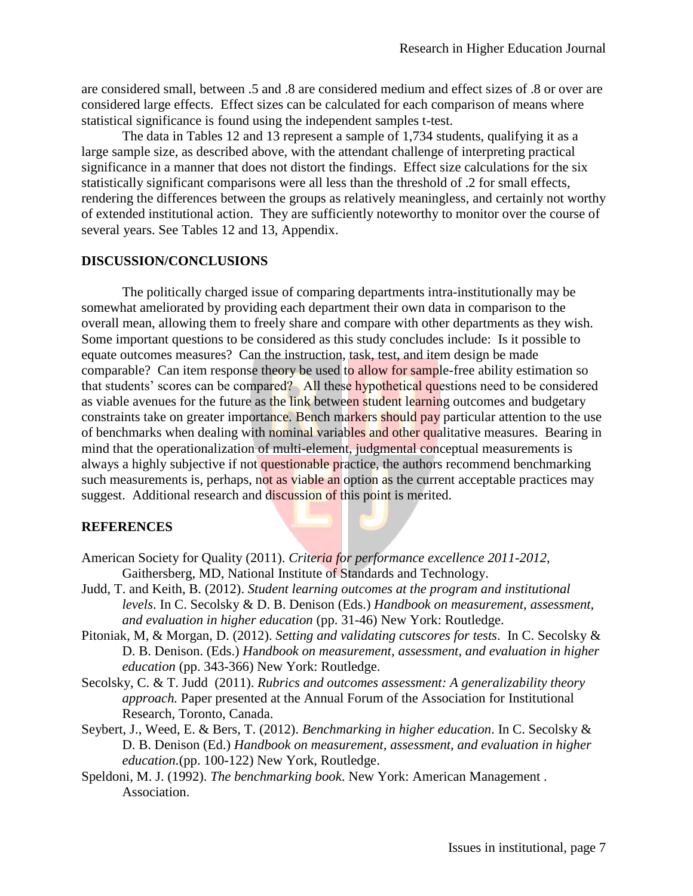are considered small, between .5 and .8 are considered medium and effect sizes of .8 or over are considered large effects. Effect sizes can be calculated for each comparison of means where statistical significance is found using the independent samples t-test.

The data in Tables 12 and 13 represent a sample of 1,734 students, qualifying it as a large sample size, as described above, with the attendant challenge of interpreting practical significance in a manner that does not distort the findings. Effect size calculations for the six statistically significant comparisons were all less than the threshold of .2 for small effects, rendering the differences between the groups as relatively meaningless, and certainly not worthy of extended institutional action. They are sufficiently noteworthy to monitor over the course of several years. See Tables 12 and 13, Appendix.

## DISCUSSION/CONCLUSIONS

The politically charged issue of comparing departments intra-institutionally may be somewhat ameliorated by providing each department their own data in comparison to the overall mean, allowing them to freely share and compare with other departments as they wish. Some important questions to be considered as this study concludes include: Is it possible to equate outcomes measures? Can the instruction, task, test, and item design be made comparable? Can item response theory be used to allow for sample-free ability estimation so that students' scores can be compared? All these hypothetical questions need to be considered as viable avenues for the future as the link between student learning outcomes and budgetary constraints take on greater importance. Bench markers should pay particular attention to the use of benchmarks when dealing with nominal variables and other qualitative measures. Bearing in mind that the operationalization of multi-element, judgmental conceptual measurements is always a highly subjective if not questionable practice, the authors recommend benchmarking such measurements is, perhaps, not as viable an option as the current acceptable practices may suggest. Additional research and discussion of this point is merited.

## REFERENCES

American Society for Quality (2011). *Criteria for performance excellence 2011-2012*, Gaithersberg, MD, National Institute of Standards and Technology.

Judd, T. and Keith, B. (2012). *Student learning outcomes at the program and institutional levels*. In C. Secolsky & D. B. Denison (Eds.) *Handbook on measurement, assessment, and evaluation in higher education* (pp. 31-46) New York: Routledge.

Pitoniak, M, & Morgan, D. (2012). *Setting and validating cutscores for tests*. In C. Secolsky & D. B. Denison. (Eds.) *Handbook on measurement, assessment, and evaluation in higher education* (pp. 343-366) New York: Routledge.

Secolsky, C. & T. Judd (2011). *Rubrics and outcomes assessment: A generalizability theory approach.* Paper presented at the Annual Forum of the Association for Institutional Research, Toronto, Canada.

Seybert, J., Weed, E. & Bers, T. (2012). *Benchmarking in higher education*. In C. Secolsky & D. B. Denison (Ed.) *Handbook on measurement, assessment, and evaluation in higher education.*(pp. 100-122) New York, Routledge.

Speldoni, M. J. (1992). *The benchmarking book*. New York: American Management . Association.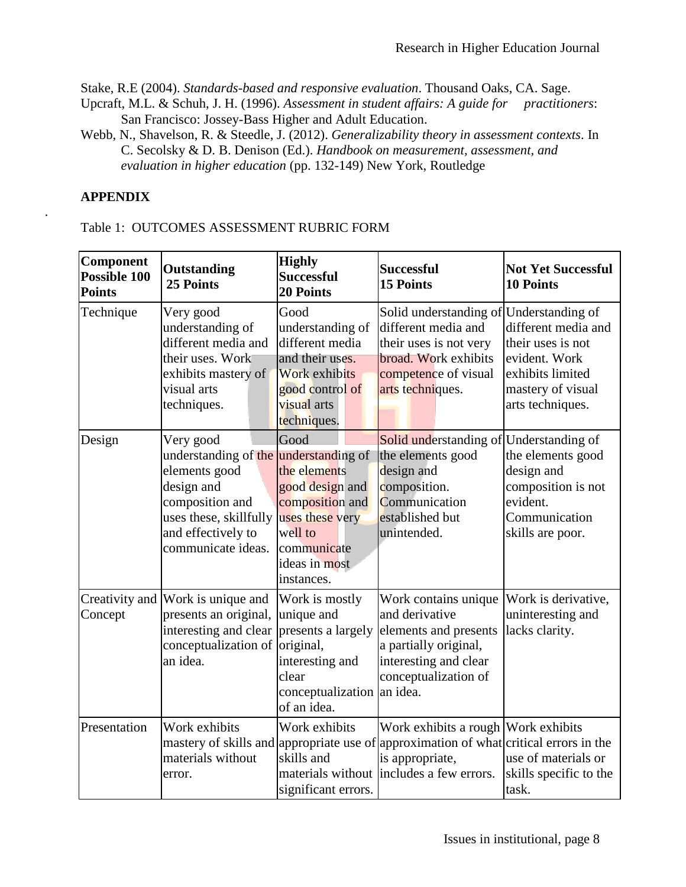Stake, R.E (2004). *Standards-based and responsive evaluation*. Thousand Oaks, CA. Sage.

Upcraft, M.L. & Schuh, J. H. (1996). *Assessment in student affairs: A guide for practitioners*: San Francisco: Jossey-Bass Higher and Adult Education.

Webb, N., Shavelson, R. & Steedle, J. (2012). *Generalizability theory in assessment contexts*. In C. Secolsky & D. B. Denison (Ed.). *Handbook on measurement, assessment, and evaluation in higher education* (pp. 132-149) New York, Routledge

**APPENDIX**

.

Table 1: OUTCOMES ASSESSMENT RUBRIC FORM

| **Component Possible 100 Points** | **Outstanding 25 Points** | **Highly Successful 20 Points** | **Successful 15 Points** | **Not Yet Successful 10 Points** |
|---|---|---|---|---|
| Technique | Very good understanding of different media and their uses. Work exhibits mastery of visual arts techniques. | Good understanding of different media and their uses. Work exhibits good control of visual arts techniques. | Solid understanding of different media and their uses is not very broad. Work exhibits competence of visual arts techniques. | Understanding of different media and their uses is not evident. Work exhibits limited mastery of visual arts techniques. |
| Design | Very good understanding of the elements good design and composition and uses these, skillfully and effectively to communicate ideas. | Good understanding of the elements good design and composition and uses these very well to communicate ideas in most instances. | Solid understanding of the elements good design and composition. Communication established but unintended. | Understanding of the elements good design and composition is not evident. Communication skills are poor. |
| Creativity and Concept | Work is unique and presents an original, interesting and clear conceptualization of an idea. | Work is mostly unique and presents a largely original, interesting and clear conceptualization of an idea. | Work contains unique and derivative elements and presents a partially original, interesting and clear conceptualization of an idea. | Work is derivative, uninteresting and lacks clarity. |
| Presentation | Work exhibits mastery of skills and materials without error. | Work exhibits appropriate use of skills and materials without significant errors. | Work exhibits a rough approximation of what is appropriate, includes a few errors. | Work exhibits critical errors in the use of materials or skills specific to the task. |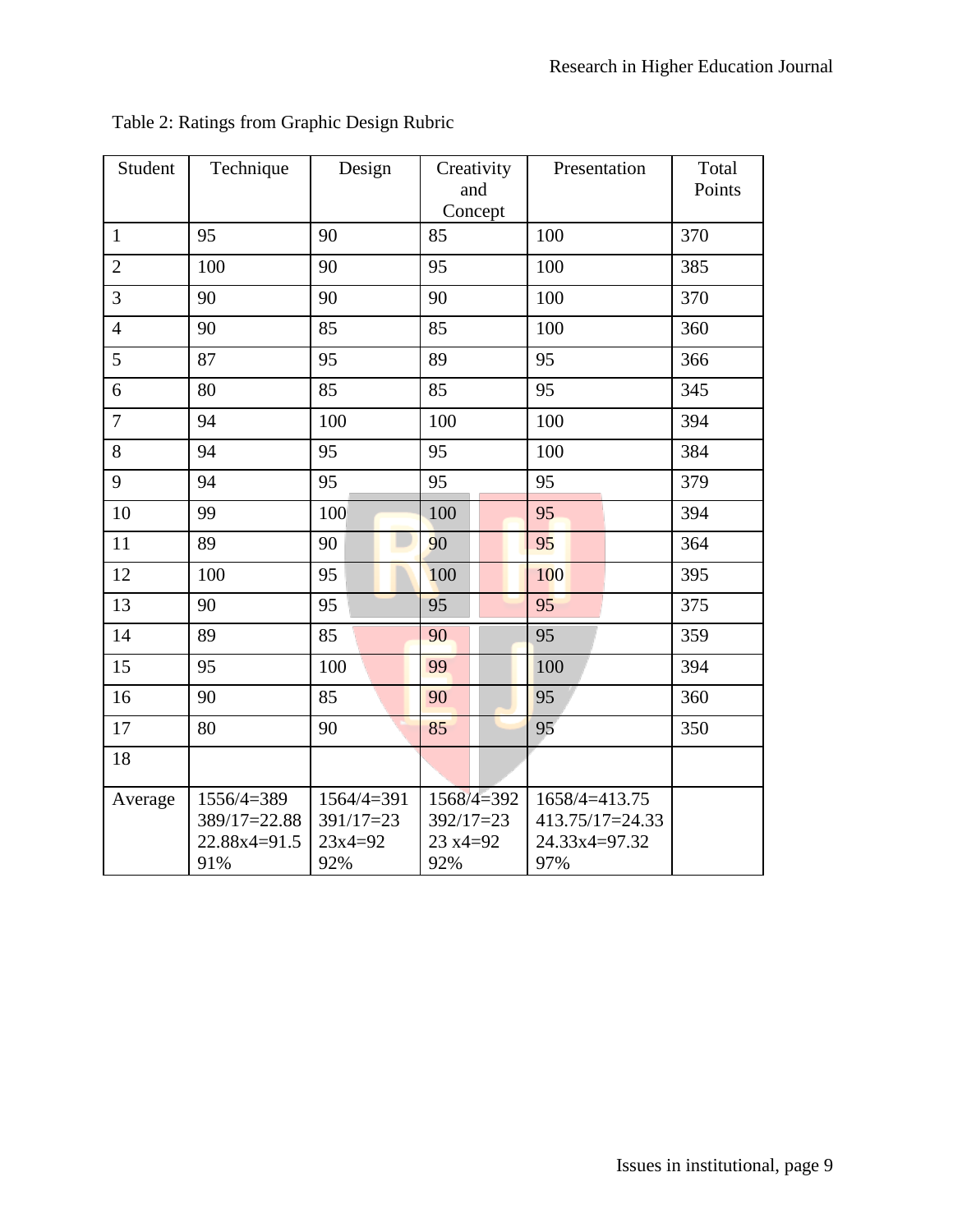Table 2: Ratings from Graphic Design Rubric

| Student | Technique | Design | Creativity and Concept | Presentation | Total Points |
|---|---|---|---|---|---|
| 1 | 95 | 90 | 85 | 100 | 370 |
| 2 | 100 | 90 | 95 | 100 | 385 |
| 3 | 90 | 90 | 90 | 100 | 370 |
| 4 | 90 | 85 | 85 | 100 | 360 |
| 5 | 87 | 95 | 89 | 95 | 366 |
| 6 | 80 | 85 | 85 | 95 | 345 |
| 7 | 94 | 100 | 100 | 100 | 394 |
| 8 | 94 | 95 | 95 | 100 | 384 |
| 9 | 94 | 95 | 95 | 95 | 379 |
| 10 | 99 | 100 | 100 | 95 | 394 |
| 11 | 89 | 90 | 90 | 95 | 364 |
| 12 | 100 | 95 | 100 | 100 | 395 |
| 13 | 90 | 95 | 95 | 95 | 375 |
| 14 | 89 | 85 | 90 | 95 | 359 |
| 15 | 95 | 100 | 99 | 100 | 394 |
| 16 | 90 | 85 | 90 | 95 | 360 |
| 17 | 80 | 90 | 85 | 95 | 350 |
| 18 | | | | | |
| Average | 1556/4=389 389/17=22.88 22.88x4=91.5 91% | 1564/4=391 391/17=23 23x4=92 92% | 1568/4=392 392/17=23 23 x4=92 92% | 1658/4=413.75 413.75/17=24.33 24.33x4=97.32 97% | |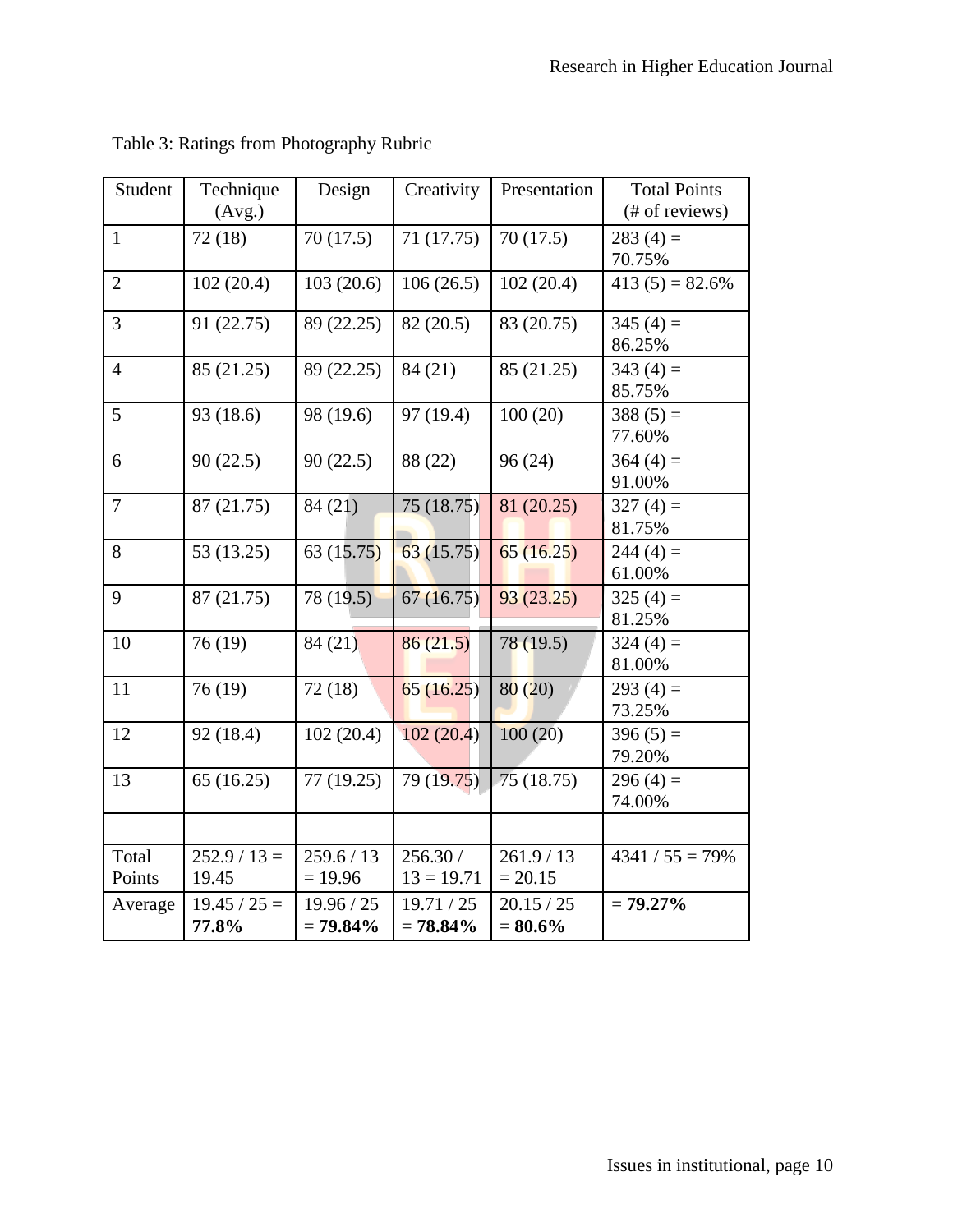Table 3: Ratings from Photography Rubric

| Student | Technique (Avg.) | Design | Creativity | Presentation | Total Points (# of reviews) |
|---|---|---|---|---|---|
| 1 | 72 (18) | 70 (17.5) | 71 (17.75) | 70 (17.5) | 283 (4) = 70.75% |
| 2 | 102 (20.4) | 103 (20.6) | 106 (26.5) | 102 (20.4) | 413 (5) = 82.6% |
| 3 | 91 (22.75) | 89 (22.25) | 82 (20.5) | 83 (20.75) | 345 (4) = 86.25% |
| 4 | 85 (21.25) | 89 (22.25) | 84 (21) | 85 (21.25) | 343 (4) = 85.75% |
| 5 | 93 (18.6) | 98 (19.6) | 97 (19.4) | 100 (20) | 388 (5) = 77.60% |
| 6 | 90 (22.5) | 90 (22.5) | 88 (22) | 96 (24) | 364 (4) = 91.00% |
| 7 | 87 (21.75) | 84 (21) | 75 (18.75) | 81 (20.25) | 327 (4) = 81.75% |
| 8 | 53 (13.25) | 63 (15.75) | 63 (15.75) | 65 (16.25) | 244 (4) = 61.00% |
| 9 | 87 (21.75) | 78 (19.5) | 67 (16.75) | 93 (23.25) | 325 (4) = 81.25% |
| 10 | 76 (19) | 84 (21) | 86 (21.5) | 78 (19.5) | 324 (4) = 81.00% |
| 11 | 76 (19) | 72 (18) | 65 (16.25) | 80 (20) | 293 (4) = 73.25% |
| 12 | 92 (18.4) | 102 (20.4) | 102 (20.4) | 100 (20) | 396 (5) = 79.20% |
| 13 | 65 (16.25) | 77 (19.25) | 79 (19.75) | 75 (18.75) | 296 (4) = 74.00% |
| | | | | | |
| Total Points | 252.9 / 13 = 19.45 | 259.6 / 13 = 19.96 | 256.30 / 13 = 19.71 | 261.9 / 13 = 20.15 | 4341 / 55 = 79% |
| Average | 19.45 / 25 = **77.8%** | 19.96 / 25 = **79.84%** | 19.71 / 25 = **78.84%** | 20.15 / 25 = **80.6%** | = **79.27%** |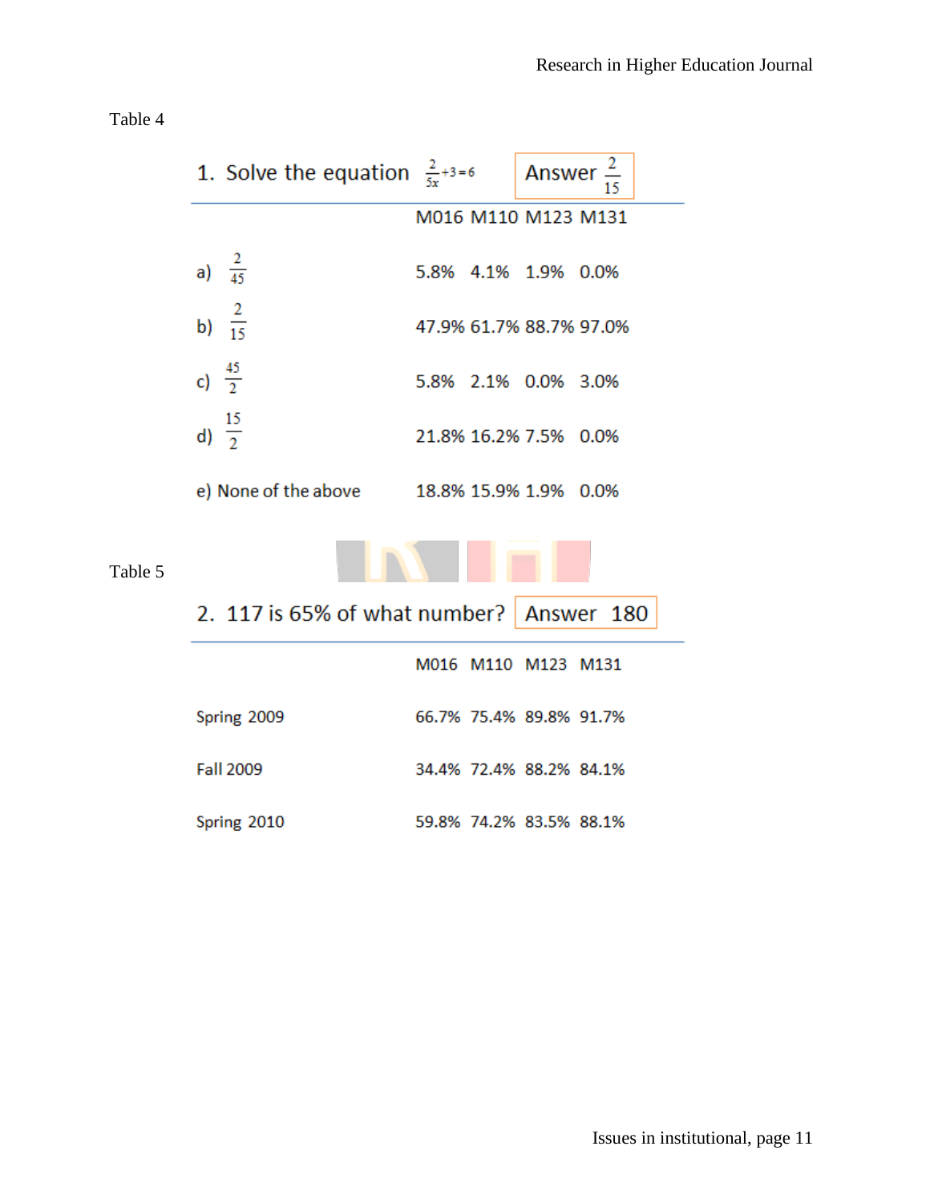Table 4

1. Solve the equation $\frac{2}{5x}+3=6$ — Answer $\frac{2}{15}$

| | M016 | M110 | M123 | M131 |
|---|---|---|---|---|
| a) $\frac{2}{45}$ | 5.8% | 4.1% | 1.9% | 0.0% |
| b) $\frac{2}{15}$ | 47.9% | 61.7% | 88.7% | 97.0% |
| c) $\frac{45}{2}$ | 5.8% | 2.1% | 0.0% | 3.0% |
| d) $\frac{15}{2}$ | 21.8% | 16.2% | 7.5% | 0.0% |
| e) None of the above | 18.8% | 15.9% | 1.9% | 0.0% |

Table 5

2. 117 is 65% of what number? — Answer 180

| | M016 | M110 | M123 | M131 |
|---|---|---|---|---|
| Spring 2009 | 66.7% | 75.4% | 89.8% | 91.7% |
| Fall 2009 | 34.4% | 72.4% | 88.2% | 84.1% |
| Spring 2010 | 59.8% | 74.2% | 83.5% | 88.1% |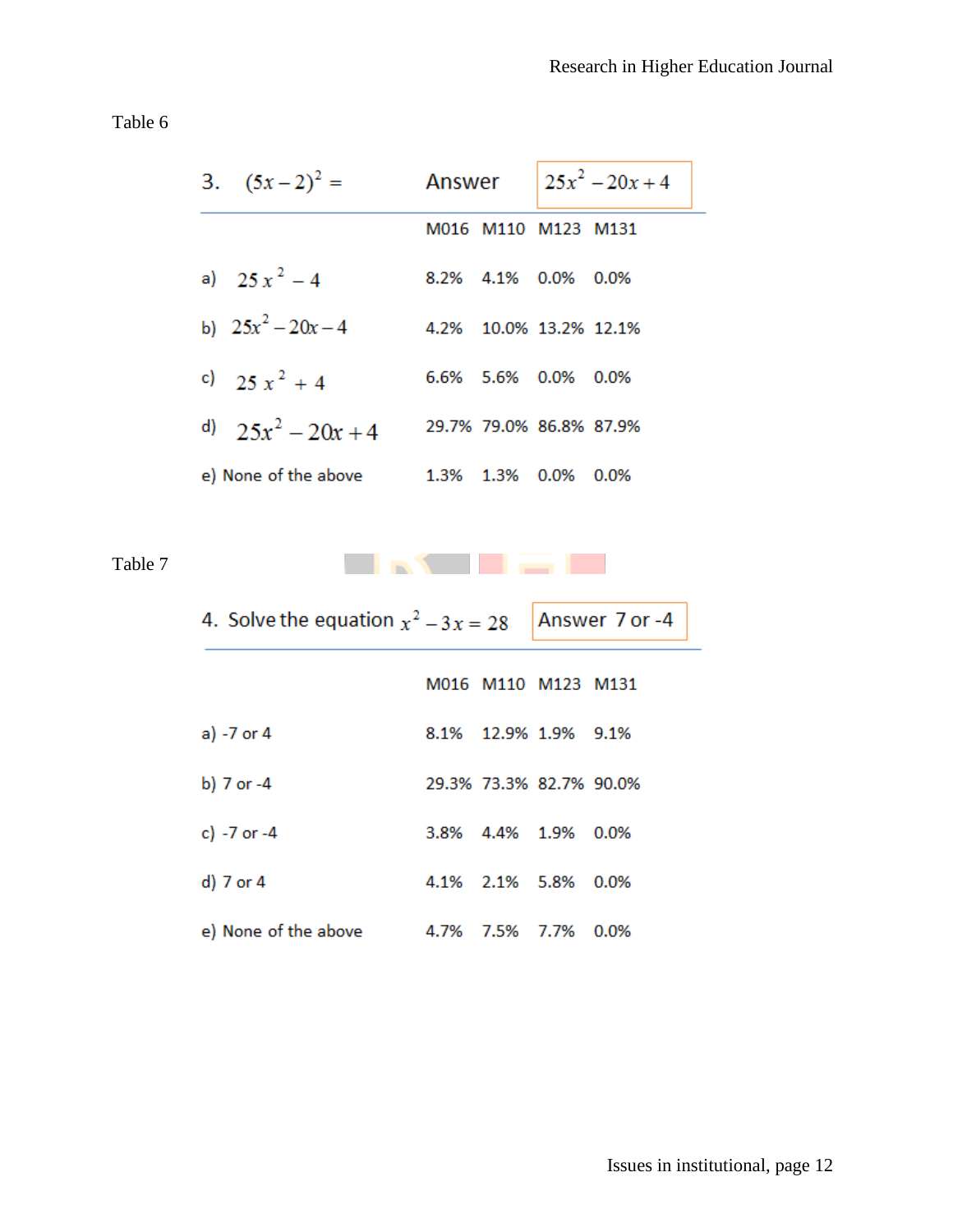Table 6

| 3. $(5x-2)^2 =$ | Answer | $25x^2 - 20x + 4$ | | |
|---|---|---|---|---|
| | M016 | M110 | M123 | M131 |
| a) $25x^2 - 4$ | 8.2% | 4.1% | 0.0% | 0.0% |
| b) $25x^2 - 20x - 4$ | 4.2% | 10.0% | 13.2% | 12.1% |
| c) $25x^2 + 4$ | 6.6% | 5.6% | 0.0% | 0.0% |
| d) $25x^2 - 20x + 4$ | 29.7% | 79.0% | 86.8% | 87.9% |
| e) None of the above | 1.3% | 1.3% | 0.0% | 0.0% |

Table 7

| 4. Solve the equation $x^2 - 3x = 28$ | Answer 7 or -4 | | | |
|---|---|---|---|---|
| | M016 | M110 | M123 | M131 |
| a) -7 or 4 | 8.1% | 12.9% | 1.9% | 9.1% |
| b) 7 or -4 | 29.3% | 73.3% | 82.7% | 90.0% |
| c) -7 or -4 | 3.8% | 4.4% | 1.9% | 0.0% |
| d) 7 or 4 | 4.1% | 2.1% | 5.8% | 0.0% |
| e) None of the above | 4.7% | 7.5% | 7.7% | 0.0% |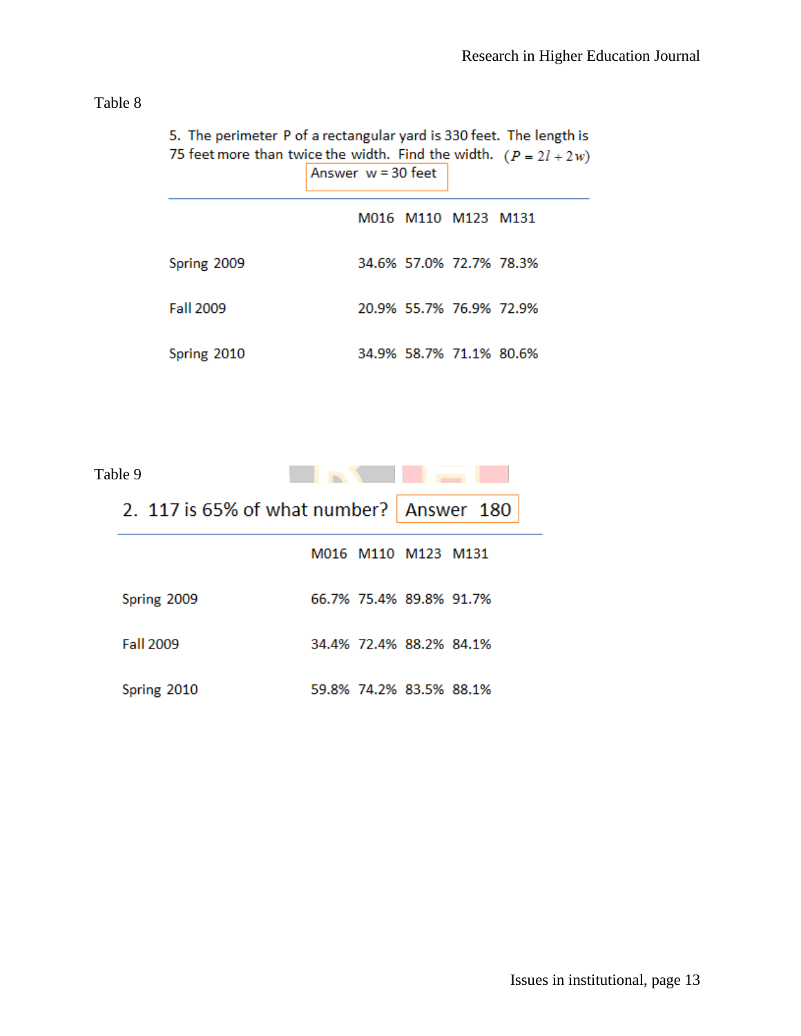Table 8

5. The perimeter P of a rectangular yard is 330 feet. The length is 75 feet more than twice the width. Find the width. $(P = 2l + 2w)$

Answer w = 30 feet

| | M016 | M110 | M123 | M131 |
|---|---|---|---|---|
| Spring 2009 | 34.6% | 57.0% | 72.7% | 78.3% |
| Fall 2009 | 20.9% | 55.7% | 76.9% | 72.9% |
| Spring 2010 | 34.9% | 58.7% | 71.1% | 80.6% |

Table 9

2. 117 is 65% of what number? Answer 180

| | M016 | M110 | M123 | M131 |
|---|---|---|---|---|
| Spring 2009 | 66.7% | 75.4% | 89.8% | 91.7% |
| Fall 2009 | 34.4% | 72.4% | 88.2% | 84.1% |
| Spring 2010 | 59.8% | 74.2% | 83.5% | 88.1% |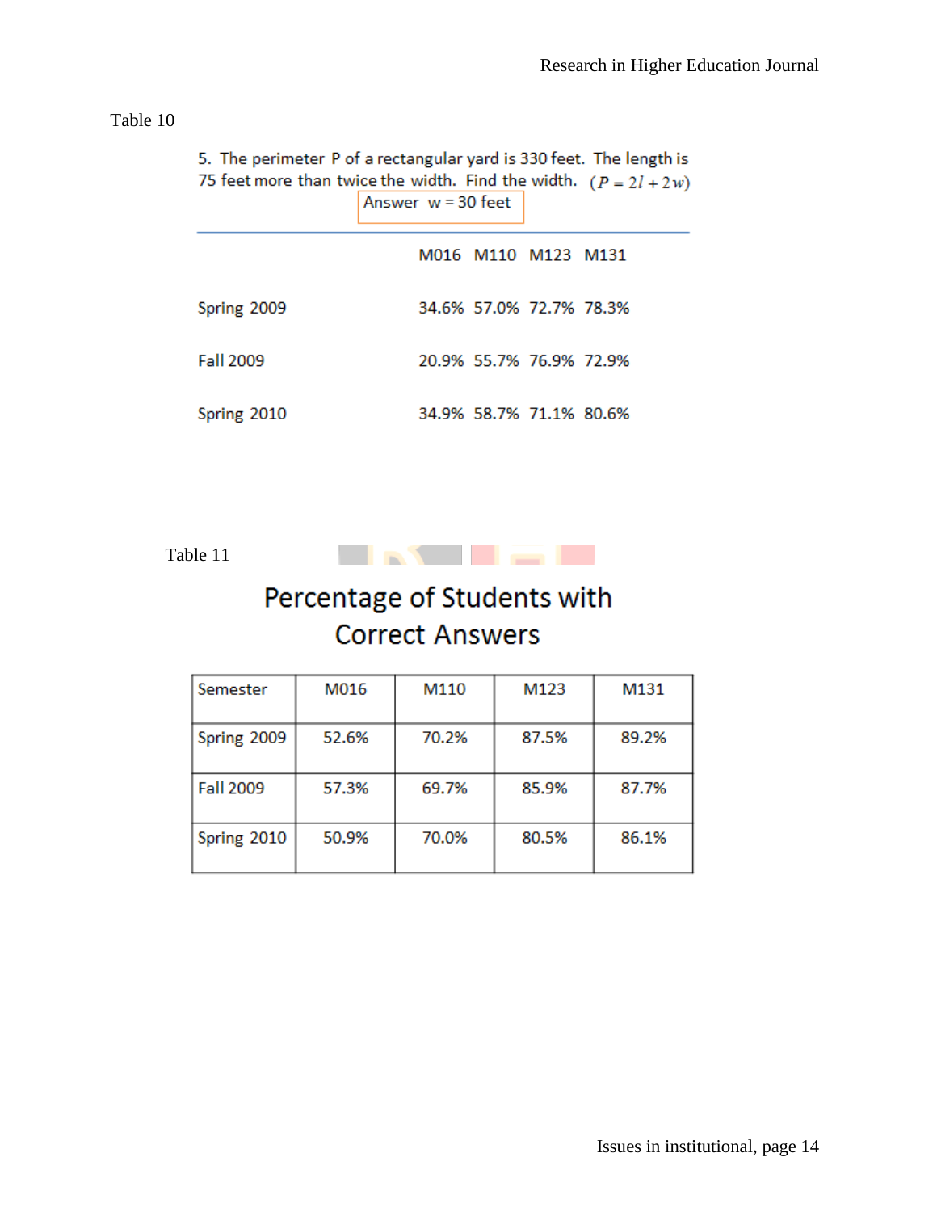Table 10

5. The perimeter P of a rectangular yard is 330 feet. The length is 75 feet more than twice the width. Find the width. $(P = 2l + 2w)$

Answer w = 30 feet

| | M016 | M110 | M123 | M131 |
|---|---|---|---|---|
| Spring 2009 | 34.6% | 57.0% | 72.7% | 78.3% |
| Fall 2009 | 20.9% | 55.7% | 76.9% | 72.9% |
| Spring 2010 | 34.9% | 58.7% | 71.1% | 80.6% |

Table 11

## Percentage of Students with Correct Answers

| Semester | M016 | M110 | M123 | M131 |
|---|---|---|---|---|
| Spring 2009 | 52.6% | 70.2% | 87.5% | 89.2% |
| Fall 2009 | 57.3% | 69.7% | 85.9% | 87.7% |
| Spring 2010 | 50.9% | 70.0% | 80.5% | 86.1% |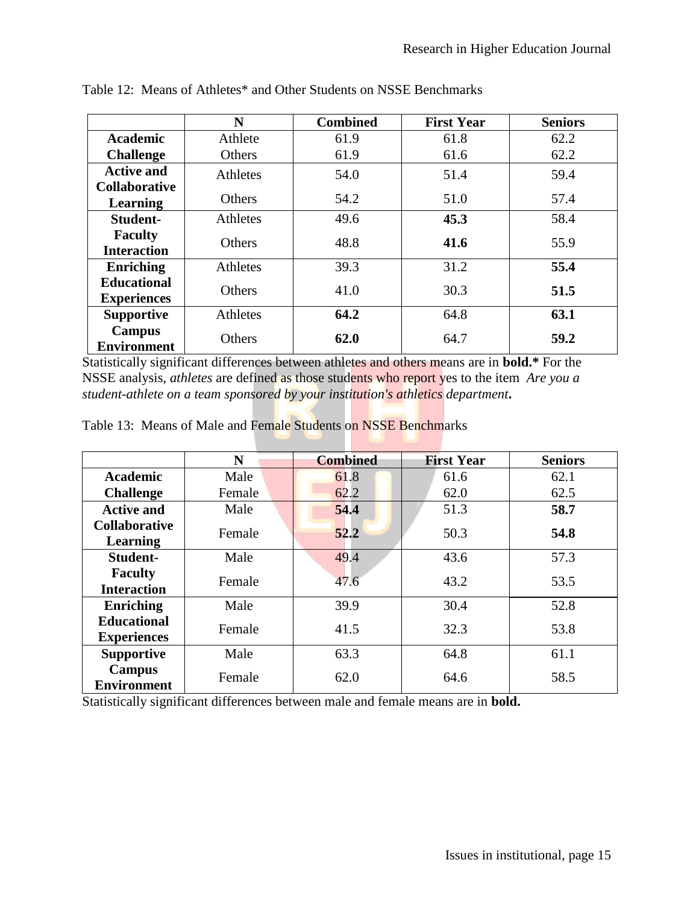Table 12: Means of Athletes* and Other Students on NSSE Benchmarks

| | N | Combined | First Year | Seniors |
|---|---|---|---|---|
| **Academic Challenge** | Athlete | 61.9 | 61.8 | 62.2 |
| | Others | 61.9 | 61.6 | 62.2 |
| **Active and Collaborative Learning** | Athletes | 54.0 | 51.4 | 59.4 |
| | Others | 54.2 | 51.0 | 57.4 |
| **Student-Faculty Interaction** | Athletes | 49.6 | **45.3** | 58.4 |
| | Others | 48.8 | **41.6** | 55.9 |
| **Enriching Educational Experiences** | Athletes | 39.3 | 31.2 | **55.4** |
| | Others | 41.0 | 30.3 | **51.5** |
| **Supportive Campus Environment** | Athletes | **64.2** | 64.8 | **63.1** |
| | Others | **62.0** | 64.7 | **59.2** |

Statistically significant differences between athletes and others means are in **bold.*** For the NSSE analysis, *athletes* are defined as those students who report yes to the item *Are you a student-athlete on a team sponsored by your institution's athletics department***.**

Table 13: Means of Male and Female Students on NSSE Benchmarks

| | N | Combined | First Year | Seniors |
|---|---|---|---|---|
| **Academic Challenge** | Male | 61.8 | 61.6 | 62.1 |
| | Female | 62.2 | 62.0 | 62.5 |
| **Active and Collaborative Learning** | Male | **54.4** | 51.3 | **58.7** |
| | Female | **52.2** | 50.3 | **54.8** |
| **Student-Faculty Interaction** | Male | 49.4 | 43.6 | 57.3 |
| | Female | 47.6 | 43.2 | 53.5 |
| **Enriching Educational Experiences** | Male | 39.9 | 30.4 | 52.8 |
| | Female | 41.5 | 32.3 | 53.8 |
| **Supportive Campus Environment** | Male | 63.3 | 64.8 | 61.1 |
| | Female | 62.0 | 64.6 | 58.5 |

Statistically significant differences between male and female means are in **bold.**